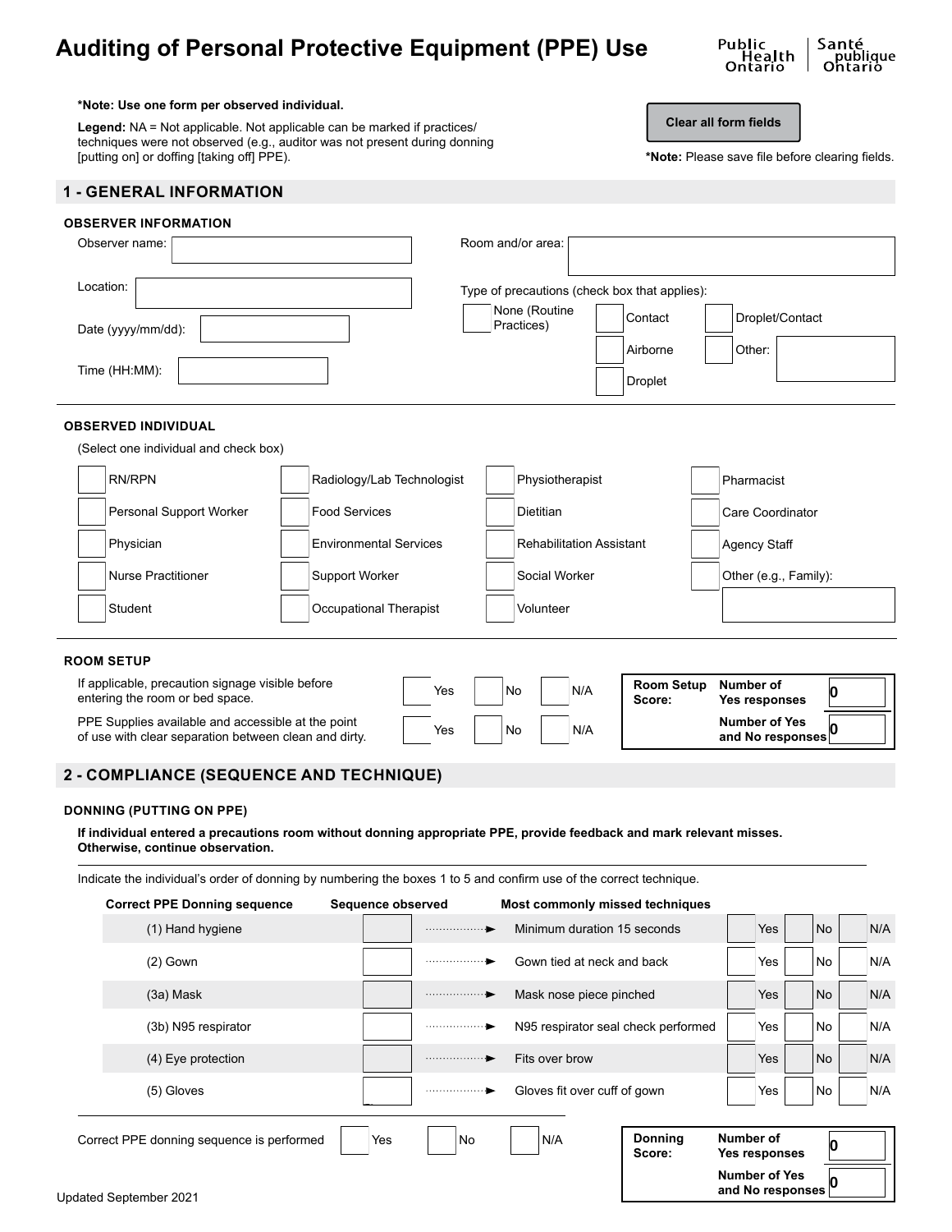# Auditing of Personal Protective Equipment (PPE) Use

Public Health Ontario | Santé publique Ontario

**\*Note: Use one form per observed individual.**

**Legend:** NA = Not applicable. Not applicable can be marked if practices/techniques were not observed (e.g., auditor was not present during donning [putting on] or doffing [taking off] PPE).

Clear all form fields

**\*Note:** Please save file before clearing fields.

## 1 - GENERAL INFORMATION

### OBSERVER INFORMATION

Observer name:

Location:

Date (yyyy/mm/dd):

Time (HH:MM):

Room and/or area:

Type of precautions (check box that applies):

- None (Routine Practices)
- Contact
- Droplet/Contact
- Airborne
- Other:
- Droplet

### OBSERVED INDIVIDUAL

(Select one individual and check box)

| | | | |
|---|---|---|---|
| RN/RPN | Radiology/Lab Technologist | Physiotherapist | Pharmacist |
| Personal Support Worker | Food Services | Dietitian | Care Coordinator |
| Physician | Environmental Services | Rehabilitation Assistant | Agency Staff |
| Nurse Practitioner | Support Worker | Social Worker | Other (e.g., Family): |
| Student | Occupational Therapist | Volunteer | |

### ROOM SETUP

| | | | |
|---|---|---|---|
| If applicable, precaution signage visible before entering the room or bed space. | Yes | No | N/A |
| PPE Supplies available and accessible at the point of use with clear separation between clean and dirty. | Yes | No | N/A |

**Room Setup Score:**

| | |
|---|---|
| Number of Yes responses | 0 |
| Number of Yes and No responses | 0 |

## 2 - COMPLIANCE (SEQUENCE AND TECHNIQUE)

### DONNING (PUTTING ON PPE)

**If individual entered a precautions room without donning appropriate PPE, provide feedback and mark relevant misses. Otherwise, continue observation.**

Indicate the individual's order of donning by numbering the boxes 1 to 5 and confirm use of the correct technique.

| Correct PPE Donning sequence | Sequence observed | Most commonly missed techniques | | | |
|---|---|---|---|---|---|
| (1) Hand hygiene | | Minimum duration 15 seconds | Yes | No | N/A |
| (2) Gown | | Gown tied at neck and back | Yes | No | N/A |
| (3a) Mask | | Mask nose piece pinched | Yes | No | N/A |
| (3b) N95 respirator | | N95 respirator seal check performed | Yes | No | N/A |
| (4) Eye protection | | Fits over brow | Yes | No | N/A |
| (5) Gloves | | Gloves fit over cuff of gown | Yes | No | N/A |

| | | | |
|---|---|---|---|
| Correct PPE donning sequence is performed | Yes | No | N/A |

**Donning Score:**

| | |
|---|---|
| Number of Yes responses | 0 |
| Number of Yes and No responses | 0 |

Updated September 2021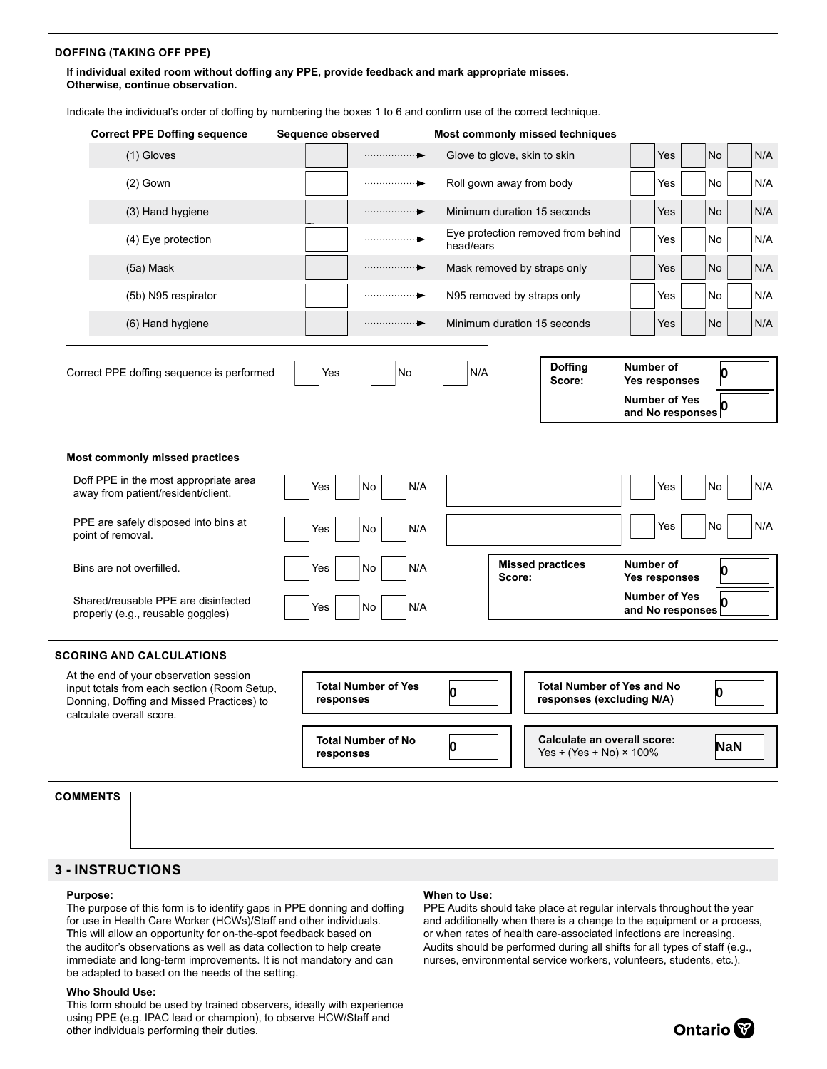### DOFFING (TAKING OFF PPE)

**If individual exited room without doffing any PPE, provide feedback and mark appropriate misses. Otherwise, continue observation.**

Indicate the individual's order of doffing by numbering the boxes 1 to 6 and confirm use of the correct technique.

| Correct PPE Doffing sequence | Sequence observed | Most commonly missed techniques | | | |
|---|---|---|---|---|---|
| (1) Gloves | | Glove to glove, skin to skin | Yes | No | N/A |
| (2) Gown | | Roll gown away from body | Yes | No | N/A |
| (3) Hand hygiene | | Minimum duration 15 seconds | Yes | No | N/A |
| (4) Eye protection | | Eye protection removed from behind head/ears | Yes | No | N/A |
| (5a) Mask | | Mask removed by straps only | Yes | No | N/A |
| (5b) N95 respirator | | N95 removed by straps only | Yes | No | N/A |
| (6) Hand hygiene | | Minimum duration 15 seconds | Yes | No | N/A |

Correct PPE doffing sequence is performed  Yes  No  N/A

| Doffing Score: | |
|---|---|
| Number of Yes responses | 0 |
| Number of Yes and No responses | 0 |

**Most commonly missed practices**

| | | | | | | | |
|---|---|---|---|---|---|---|---|
| Doff PPE in the most appropriate area away from patient/resident/client. | Yes | No | N/A | | Yes | No | N/A |
| PPE are safely disposed into bins at point of removal. | Yes | No | N/A | | Yes | No | N/A |
| Bins are not overfilled. | Yes | No | N/A | | | | |
| Shared/reusable PPE are disinfected properly (e.g., reusable goggles) | Yes | No | N/A | | | | |

| Missed practices Score: | |
|---|---|
| Number of Yes responses | 0 |
| Number of Yes and No responses | 0 |

### SCORING AND CALCULATIONS

At the end of your observation session input totals from each section (Room Setup, Donning, Doffing and Missed Practices) to calculate overall score.

| | | | |
|---|---|---|---|
| **Total Number of Yes responses** | 0 | **Total Number of Yes and No responses (excluding N/A)** | 0 |
| **Total Number of No responses** | 0 | **Calculate an overall score:** Yes ÷ (Yes + No) × 100% | NaN |

### COMMENTS

## 3 - INSTRUCTIONS

**Purpose:**
The purpose of this form is to identify gaps in PPE donning and doffing for use in Health Care Worker (HCWs)/Staff and other individuals. This will allow an opportunity for on-the-spot feedback based on the auditor's observations as well as data collection to help create immediate and long-term improvements. It is not mandatory and can be adapted to based on the needs of the setting.

**Who Should Use:**
This form should be used by trained observers, ideally with experience using PPE (e.g. IPAC lead or champion), to observe HCW/Staff and other individuals performing their duties.

**When to Use:**
PPE Audits should take place at regular intervals throughout the year and additionally when there is a change to the equipment or a process, or when rates of health care-associated infections are increasing. Audits should be performed during all shifts for all types of staff (e.g., nurses, environmental service workers, volunteers, students, etc.).

Ontario